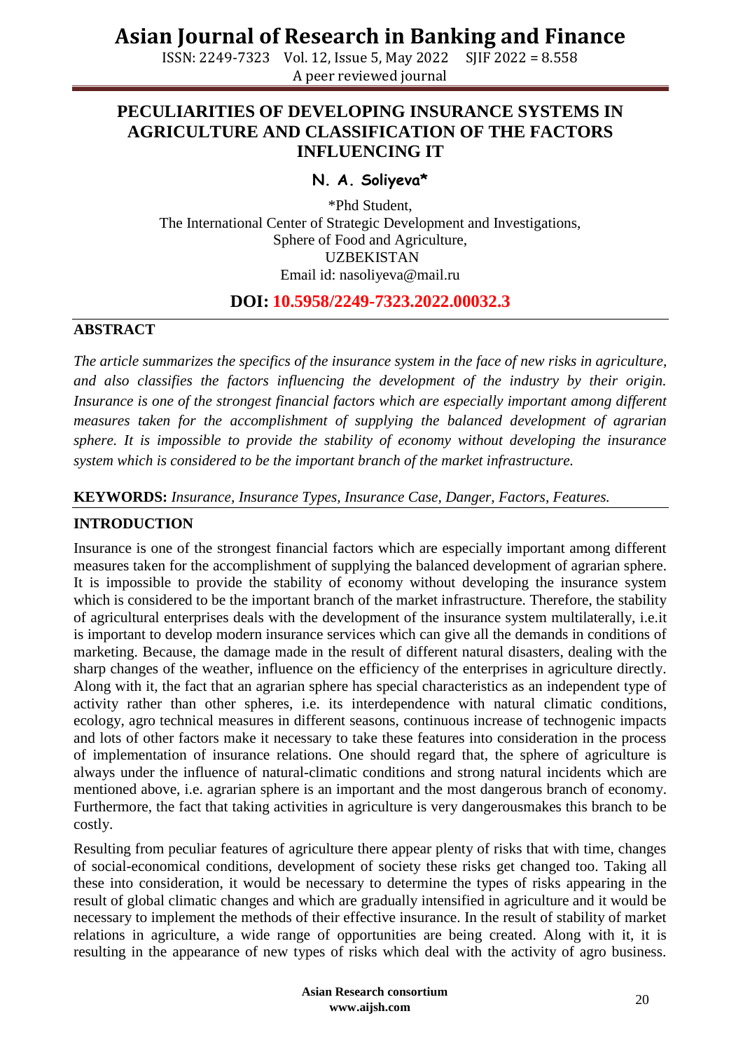# PECULIARITIES OF DEVELOPING INSURANCE SYSTEMS IN AGRICULTURE AND CLASSIFICATION OF THE FACTORS INFLUENCING IT

**N. A. Soliyeva***

*Phd Student,
The International Center of Strategic Development and Investigations,
Sphere of Food and Agriculture,
UZBEKISTAN
Email id: nasoliyeva@mail.ru

**DOI: 10.5958/2249-7323.2022.00032.3**

## ABSTRACT

*The article summarizes the specifics of the insurance system in the face of new risks in agriculture, and also classifies the factors influencing the development of the industry by their origin. Insurance is one of the strongest financial factors which are especially important among different measures taken for the accomplishment of supplying the balanced development of agrarian sphere. It is impossible to provide the stability of economy without developing the insurance system which is considered to be the important branch of the market infrastructure.*

**KEYWORDS:** *Insurance, Insurance Types, Insurance Case, Danger, Factors, Features.*

## INTRODUCTION

Insurance is one of the strongest financial factors which are especially important among different measures taken for the accomplishment of supplying the balanced development of agrarian sphere. It is impossible to provide the stability of economy without developing the insurance system which is considered to be the important branch of the market infrastructure. Therefore, the stability of agricultural enterprises deals with the development of the insurance system multilaterally, i.e.it is important to develop modern insurance services which can give all the demands in conditions of marketing. Because, the damage made in the result of different natural disasters, dealing with the sharp changes of the weather, influence on the efficiency of the enterprises in agriculture directly. Along with it, the fact that an agrarian sphere has special characteristics as an independent type of activity rather than other spheres, i.e. its interdependence with natural climatic conditions, ecology, agro technical measures in different seasons, continuous increase of technogenic impacts and lots of other factors make it necessary to take these features into consideration in the process of implementation of insurance relations. One should regard that, the sphere of agriculture is always under the influence of natural-climatic conditions and strong natural incidents which are mentioned above, i.e. agrarian sphere is an important and the most dangerous branch of economy. Furthermore, the fact that taking activities in agriculture is very dangerousmakes this branch to be costly.

Resulting from peculiar features of agriculture there appear plenty of risks that with time, changes of social-economical conditions, development of society these risks get changed too. Taking all these into consideration, it would be necessary to determine the types of risks appearing in the result of global climatic changes and which are gradually intensified in agriculture and it would be necessary to implement the methods of their effective insurance. In the result of stability of market relations in agriculture, a wide range of opportunities are being created. Along with it, it is resulting in the appearance of new types of risks which deal with the activity of agro business.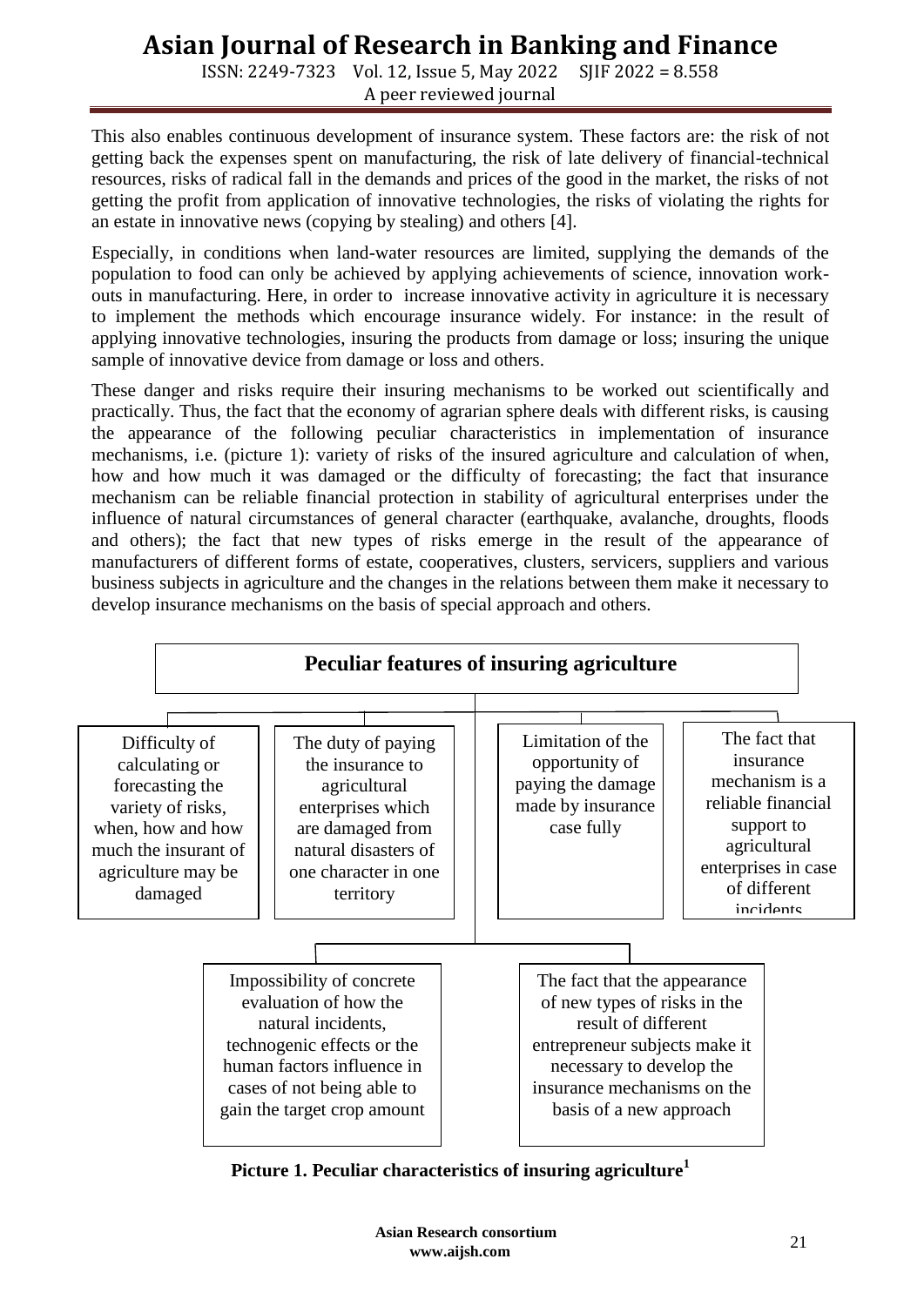This also enables continuous development of insurance system. These factors are: the risk of not getting back the expenses spent on manufacturing, the risk of late delivery of financial-technical resources, risks of radical fall in the demands and prices of the good in the market, the risks of not getting the profit from application of innovative technologies, the risks of violating the rights for an estate in innovative news (copying by stealing) and others [4].

Especially, in conditions when land-water resources are limited, supplying the demands of the population to food can only be achieved by applying achievements of science, innovation work-outs in manufacturing. Here, in order to increase innovative activity in agriculture it is necessary to implement the methods which encourage insurance widely. For instance: in the result of applying innovative technologies, insuring the products from damage or loss; insuring the unique sample of innovative device from damage or loss and others.

These danger and risks require their insuring mechanisms to be worked out scientifically and practically. Thus, the fact that the economy of agrarian sphere deals with different risks, is causing the appearance of the following peculiar characteristics in implementation of insurance mechanisms, i.e. (picture 1): variety of risks of the insured agriculture and calculation of when, how and how much it was damaged or the difficulty of forecasting; the fact that insurance mechanism can be reliable financial protection in stability of agricultural enterprises under the influence of natural circumstances of general character (earthquake, avalanche, droughts, floods and others); the fact that new types of risks emerge in the result of the appearance of manufacturers of different forms of estate, cooperatives, clusters, servicers, suppliers and various business subjects in agriculture and the changes in the relations between them make it necessary to develop insurance mechanisms on the basis of special approach and others.

**Peculiar features of insuring agriculture**

- Difficulty of calculating or forecasting the variety of risks, when, how and how much the insurant of agriculture may be damaged
- The duty of paying the insurance to agricultural enterprises which are damaged from natural disasters of one character in one territory
- Limitation of the opportunity of paying the damage made by insurance case fully
- The fact that insurance mechanism is a reliable financial support to agricultural enterprises in case of different incidents
- Impossibility of concrete evaluation of how the natural incidents, technogenic effects or the human factors influence in cases of not being able to gain the target crop amount
- The fact that the appearance of new types of risks in the result of different entrepreneur subjects make it necessary to develop the insurance mechanisms on the basis of a new approach

**Picture 1. Peculiar characteristics of insuring agriculture[1]**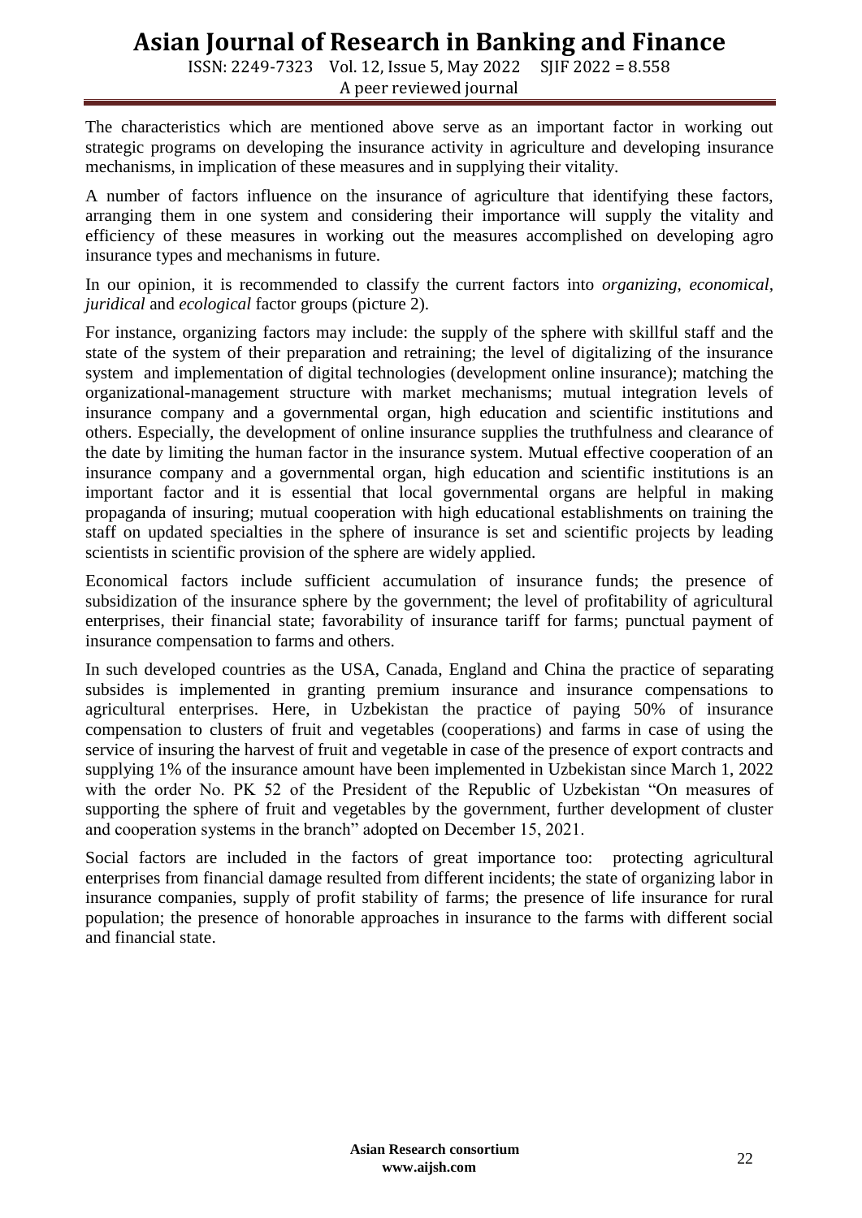The characteristics which are mentioned above serve as an important factor in working out strategic programs on developing the insurance activity in agriculture and developing insurance mechanisms, in implication of these measures and in supplying their vitality.

A number of factors influence on the insurance of agriculture that identifying these factors, arranging them in one system and considering their importance will supply the vitality and efficiency of these measures in working out the measures accomplished on developing agro insurance types and mechanisms in future.

In our opinion, it is recommended to classify the current factors into *organizing, economical, juridical* and *ecological* factor groups (picture 2).

For instance, organizing factors may include: the supply of the sphere with skillful staff and the state of the system of their preparation and retraining; the level of digitalizing of the insurance system and implementation of digital technologies (development online insurance); matching the organizational-management structure with market mechanisms; mutual integration levels of insurance company and a governmental organ, high education and scientific institutions and others. Especially, the development of online insurance supplies the truthfulness and clearance of the date by limiting the human factor in the insurance system. Mutual effective cooperation of an insurance company and a governmental organ, high education and scientific institutions is an important factor and it is essential that local governmental organs are helpful in making propaganda of insuring; mutual cooperation with high educational establishments on training the staff on updated specialties in the sphere of insurance is set and scientific projects by leading scientists in scientific provision of the sphere are widely applied.

Economical factors include sufficient accumulation of insurance funds; the presence of subsidization of the insurance sphere by the government; the level of profitability of agricultural enterprises, their financial state; favorability of insurance tariff for farms; punctual payment of insurance compensation to farms and others.

In such developed countries as the USA, Canada, England and China the practice of separating subsides is implemented in granting premium insurance and insurance compensations to agricultural enterprises. Here, in Uzbekistan the practice of paying 50% of insurance compensation to clusters of fruit and vegetables (cooperations) and farms in case of using the service of insuring the harvest of fruit and vegetable in case of the presence of export contracts and supplying 1% of the insurance amount have been implemented in Uzbekistan since March 1, 2022 with the order No. PK 52 of the President of the Republic of Uzbekistan "On measures of supporting the sphere of fruit and vegetables by the government, further development of cluster and cooperation systems in the branch" adopted on December 15, 2021.

Social factors are included in the factors of great importance too: protecting agricultural enterprises from financial damage resulted from different incidents; the state of organizing labor in insurance companies, supply of profit stability of farms; the presence of life insurance for rural population; the presence of honorable approaches in insurance to the farms with different social and financial state.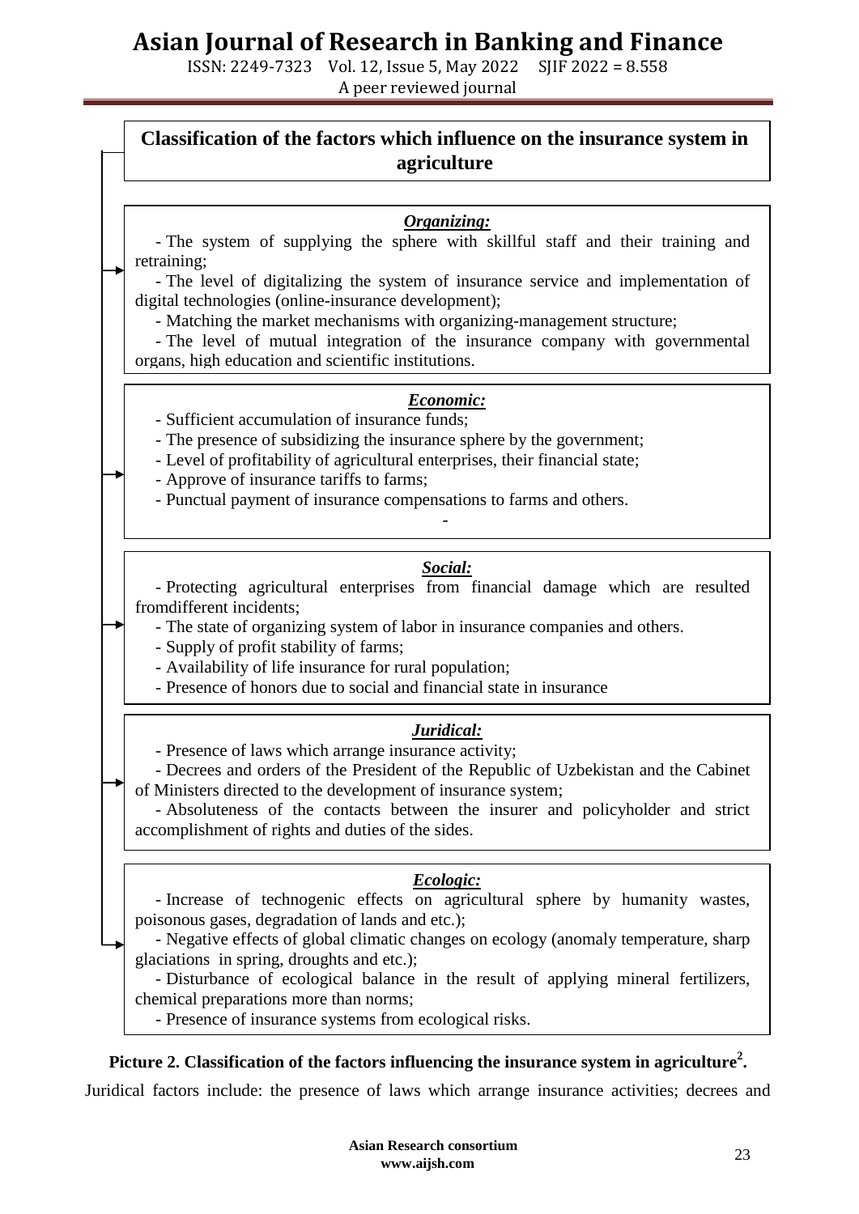**Classification of the factors which influence on the insurance system in agriculture**

***Organizing:***

- The system of supplying the sphere with skillful staff and their training and retraining;
- The level of digitalizing the system of insurance service and implementation of digital technologies (online-insurance development);
- Matching the market mechanisms with organizing-management structure;
- The level of mutual integration of the insurance company with governmental organs, high education and scientific institutions.

***Economic:***

- Sufficient accumulation of insurance funds;
- The presence of subsidizing the insurance sphere by the government;
- Level of profitability of agricultural enterprises, their financial state;
- Approve of insurance tariffs to farms;
- Punctual payment of insurance compensations to farms and others.

-

***Social:***

- Protecting agricultural enterprises from financial damage which are resulted fromdifferent incidents;
- The state of organizing system of labor in insurance companies and others.
- Supply of profit stability of farms;
- Availability of life insurance for rural population;
- Presence of honors due to social and financial state in insurance

***Juridical:***

- Presence of laws which arrange insurance activity;
- Decrees and orders of the President of the Republic of Uzbekistan and the Cabinet of Ministers directed to the development of insurance system;
- Absoluteness of the contacts between the insurer and policyholder and strict accomplishment of rights and duties of the sides.

***Ecologic:***

- Increase of technogenic effects on agricultural sphere by humanity wastes, poisonous gases, degradation of lands and etc.);
- Negative effects of global climatic changes on ecology (anomaly temperature, sharp glaciations in spring, droughts and etc.);
- Disturbance of ecological balance in the result of applying mineral fertilizers, chemical preparations more than norms;
- Presence of insurance systems from ecological risks.

**Picture 2. Classification of the factors influencing the insurance system in agriculture[2].**

Juridical factors include: the presence of laws which arrange insurance activities; decrees and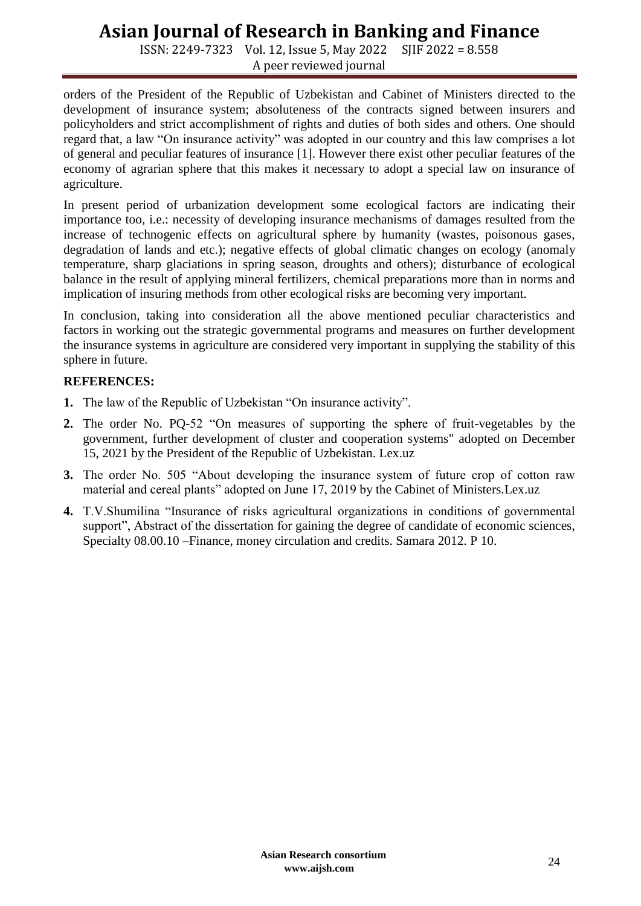orders of the President of the Republic of Uzbekistan and Cabinet of Ministers directed to the development of insurance system; absoluteness of the contracts signed between insurers and policyholders and strict accomplishment of rights and duties of both sides and others. One should regard that, a law "On insurance activity" was adopted in our country and this law comprises a lot of general and peculiar features of insurance [1]. However there exist other peculiar features of the economy of agrarian sphere that this makes it necessary to adopt a special law on insurance of agriculture.

In present period of urbanization development some ecological factors are indicating their importance too, i.e.: necessity of developing insurance mechanisms of damages resulted from the increase of technogenic effects on agricultural sphere by humanity (wastes, poisonous gases, degradation of lands and etc.); negative effects of global climatic changes on ecology (anomaly temperature, sharp glaciations in spring season, droughts and others); disturbance of ecological balance in the result of applying mineral fertilizers, chemical preparations more than in norms and implication of insuring methods from other ecological risks are becoming very important.

In conclusion, taking into consideration all the above mentioned peculiar characteristics and factors in working out the strategic governmental programs and measures on further development the insurance systems in agriculture are considered very important in supplying the stability of this sphere in future.

**REFERENCES:**

1. The law of the Republic of Uzbekistan "On insurance activity".
2. The order No. PQ-52 "On measures of supporting the sphere of fruit-vegetables by the government, further development of cluster and cooperation systems" adopted on December 15, 2021 by the President of the Republic of Uzbekistan. Lex.uz
3. The order No. 505 "About developing the insurance system of future crop of cotton raw material and cereal plants" adopted on June 17, 2019 by the Cabinet of Ministers.Lex.uz
4. T.V.Shumilina "Insurance of risks agricultural organizations in conditions of governmental support", Abstract of the dissertation for gaining the degree of candidate of economic sciences, Specialty 08.00.10 –Finance, money circulation and credits. Samara 2012. P 10.